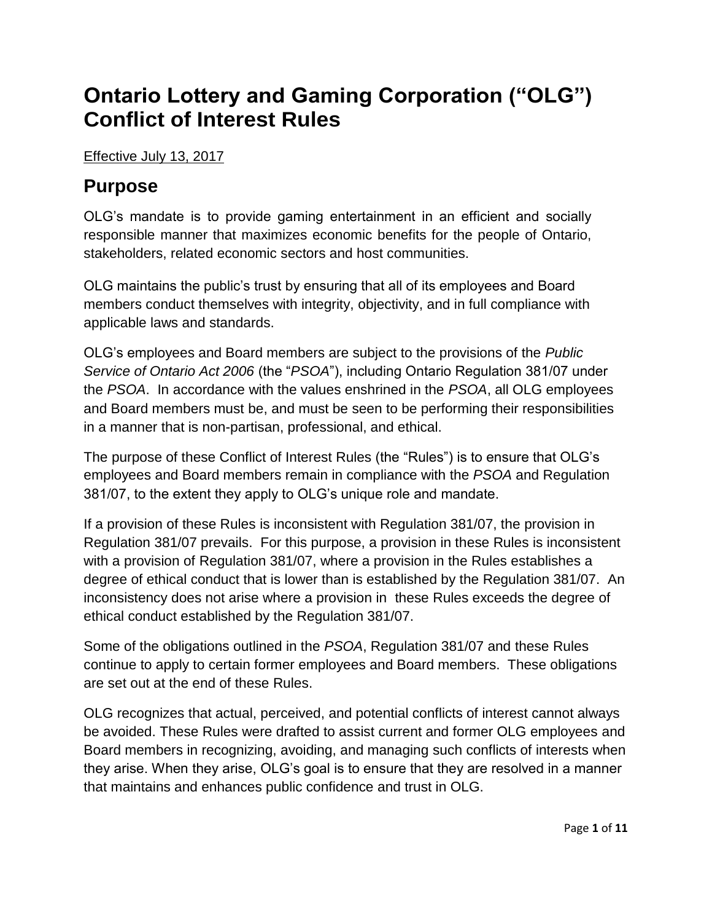# Ontario Lottery and Gaming Corporation ("OLG") Conflict of Interest Rules

<u>Effective July 13, 2017</u>

## Purpose

OLG's mandate is to provide gaming entertainment in an efficient and socially responsible manner that maximizes economic benefits for the people of Ontario, stakeholders, related economic sectors and host communities.

OLG maintains the public's trust by ensuring that all of its employees and Board members conduct themselves with integrity, objectivity, and in full compliance with applicable laws and standards.

OLG's employees and Board members are subject to the provisions of the *Public Service of Ontario Act 2006* (the "*PSOA*"), including Ontario Regulation 381/07 under the *PSOA*. In accordance with the values enshrined in the *PSOA*, all OLG employees and Board members must be, and must be seen to be performing their responsibilities in a manner that is non-partisan, professional, and ethical.

The purpose of these Conflict of Interest Rules (the "Rules") is to ensure that OLG's employees and Board members remain in compliance with the *PSOA* and Regulation 381/07, to the extent they apply to OLG's unique role and mandate.

If a provision of these Rules is inconsistent with Regulation 381/07, the provision in Regulation 381/07 prevails. For this purpose, a provision in these Rules is inconsistent with a provision of Regulation 381/07, where a provision in the Rules establishes a degree of ethical conduct that is lower than is established by the Regulation 381/07. An inconsistency does not arise where a provision in these Rules exceeds the degree of ethical conduct established by the Regulation 381/07.

Some of the obligations outlined in the *PSOA*, Regulation 381/07 and these Rules continue to apply to certain former employees and Board members. These obligations are set out at the end of these Rules.

OLG recognizes that actual, perceived, and potential conflicts of interest cannot always be avoided. These Rules were drafted to assist current and former OLG employees and Board members in recognizing, avoiding, and managing such conflicts of interests when they arise. When they arise, OLG's goal is to ensure that they are resolved in a manner that maintains and enhances public confidence and trust in OLG.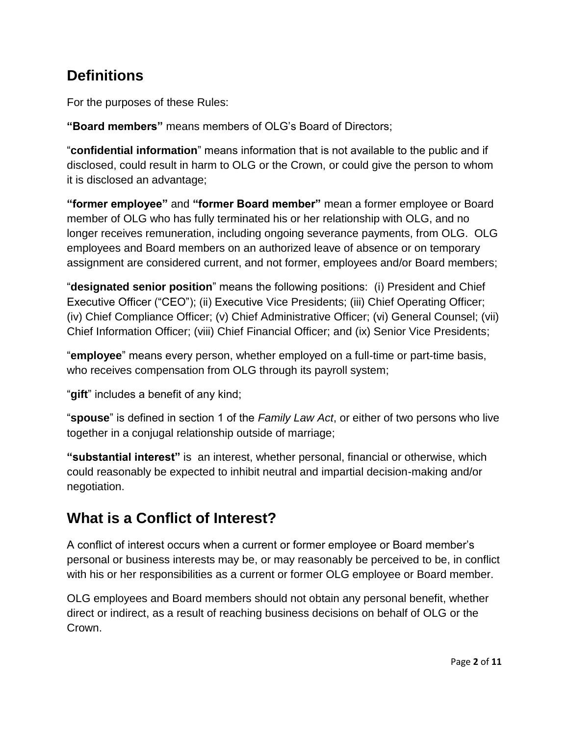## Definitions

For the purposes of these Rules:

**"Board members"** means members of OLG's Board of Directors;

"**confidential information**" means information that is not available to the public and if disclosed, could result in harm to OLG or the Crown, or could give the person to whom it is disclosed an advantage;

**"former employee"** and **"former Board member"** mean a former employee or Board member of OLG who has fully terminated his or her relationship with OLG, and no longer receives remuneration, including ongoing severance payments, from OLG. OLG employees and Board members on an authorized leave of absence or on temporary assignment are considered current, and not former, employees and/or Board members;

"**designated senior position**" means the following positions: (i) President and Chief Executive Officer ("CEO"); (ii) Executive Vice Presidents; (iii) Chief Operating Officer; (iv) Chief Compliance Officer; (v) Chief Administrative Officer; (vi) General Counsel; (vii) Chief Information Officer; (viii) Chief Financial Officer; and (ix) Senior Vice Presidents;

"**employee**" means every person, whether employed on a full-time or part-time basis, who receives compensation from OLG through its payroll system;

"**gift**" includes a benefit of any kind;

"**spouse**" is defined in section 1 of the *Family Law Act*, or either of two persons who live together in a conjugal relationship outside of marriage;

**"substantial interest"** is an interest, whether personal, financial or otherwise, which could reasonably be expected to inhibit neutral and impartial decision-making and/or negotiation.

## What is a Conflict of Interest?

A conflict of interest occurs when a current or former employee or Board member's personal or business interests may be, or may reasonably be perceived to be, in conflict with his or her responsibilities as a current or former OLG employee or Board member.

OLG employees and Board members should not obtain any personal benefit, whether direct or indirect, as a result of reaching business decisions on behalf of OLG or the Crown.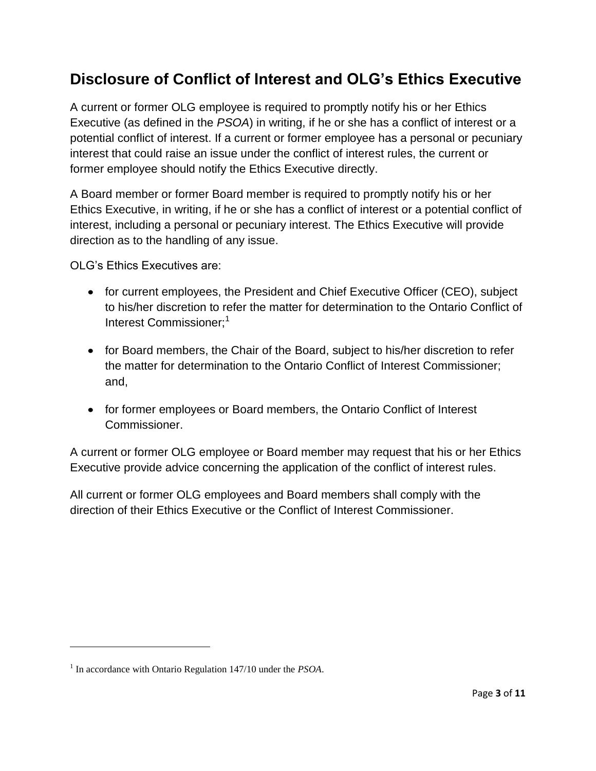## Disclosure of Conflict of Interest and OLG's Ethics Executive

A current or former OLG employee is required to promptly notify his or her Ethics Executive (as defined in the *PSOA*) in writing, if he or she has a conflict of interest or a potential conflict of interest. If a current or former employee has a personal or pecuniary interest that could raise an issue under the conflict of interest rules, the current or former employee should notify the Ethics Executive directly.

A Board member or former Board member is required to promptly notify his or her Ethics Executive, in writing, if he or she has a conflict of interest or a potential conflict of interest, including a personal or pecuniary interest. The Ethics Executive will provide direction as to the handling of any issue.

OLG's Ethics Executives are:

- for current employees, the President and Chief Executive Officer (CEO), subject to his/her discretion to refer the matter for determination to the Ontario Conflict of Interest Commissioner;[1]
- for Board members, the Chair of the Board, subject to his/her discretion to refer the matter for determination to the Ontario Conflict of Interest Commissioner; and,
- for former employees or Board members, the Ontario Conflict of Interest Commissioner.

A current or former OLG employee or Board member may request that his or her Ethics Executive provide advice concerning the application of the conflict of interest rules.

All current or former OLG employees and Board members shall comply with the direction of their Ethics Executive or the Conflict of Interest Commissioner.

---

[1] In accordance with Ontario Regulation 147/10 under the *PSOA*.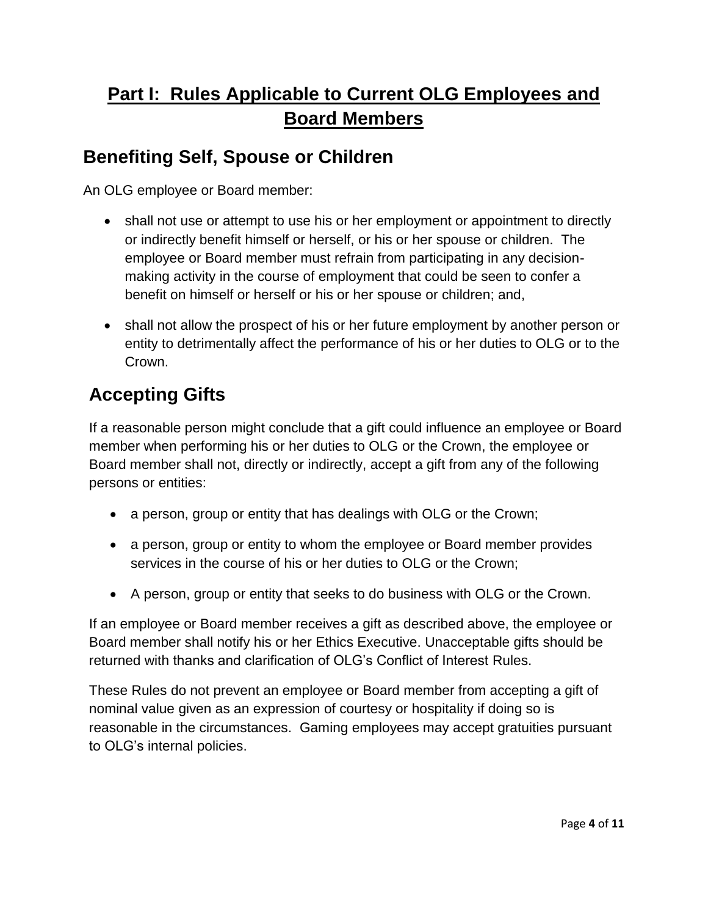# Part I: Rules Applicable to Current OLG Employees and Board Members

## Benefiting Self, Spouse or Children

An OLG employee or Board member:

- shall not use or attempt to use his or her employment or appointment to directly or indirectly benefit himself or herself, or his or her spouse or children. The employee or Board member must refrain from participating in any decision-making activity in the course of employment that could be seen to confer a benefit on himself or herself or his or her spouse or children; and,
- shall not allow the prospect of his or her future employment by another person or entity to detrimentally affect the performance of his or her duties to OLG or to the Crown.

## Accepting Gifts

If a reasonable person might conclude that a gift could influence an employee or Board member when performing his or her duties to OLG or the Crown, the employee or Board member shall not, directly or indirectly, accept a gift from any of the following persons or entities:

- a person, group or entity that has dealings with OLG or the Crown;
- a person, group or entity to whom the employee or Board member provides services in the course of his or her duties to OLG or the Crown;
- A person, group or entity that seeks to do business with OLG or the Crown.

If an employee or Board member receives a gift as described above, the employee or Board member shall notify his or her Ethics Executive. Unacceptable gifts should be returned with thanks and clarification of OLG's Conflict of Interest Rules.

These Rules do not prevent an employee or Board member from accepting a gift of nominal value given as an expression of courtesy or hospitality if doing so is reasonable in the circumstances. Gaming employees may accept gratuities pursuant to OLG's internal policies.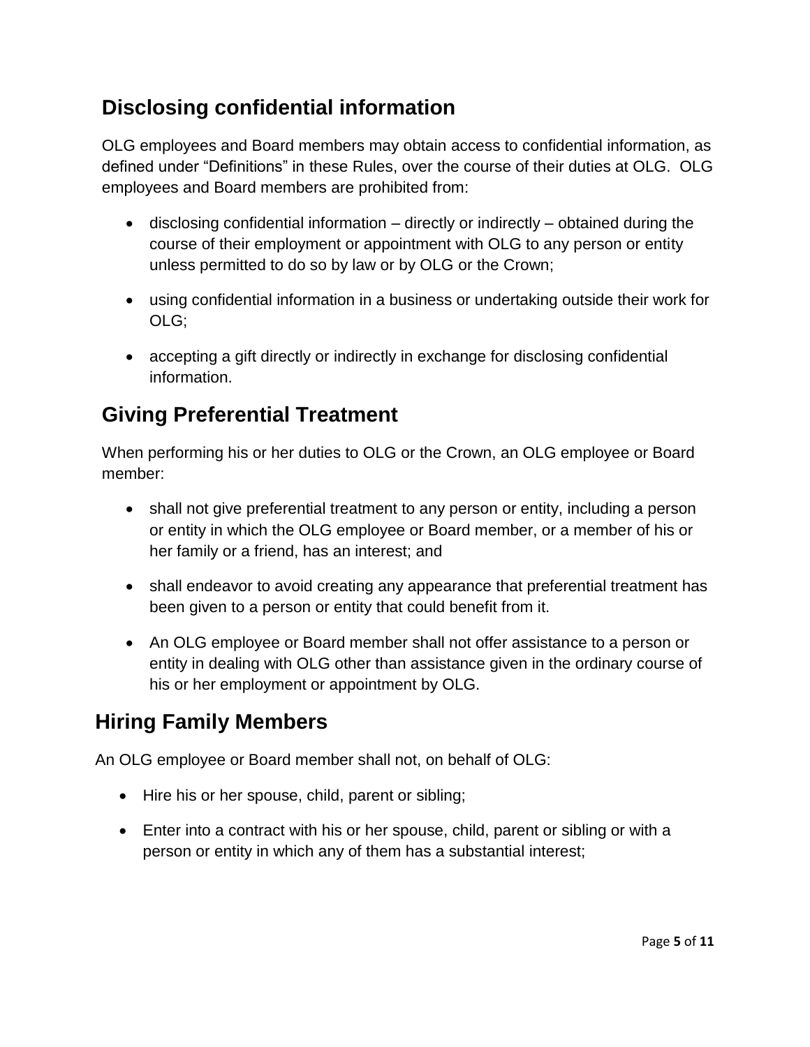## Disclosing confidential information

OLG employees and Board members may obtain access to confidential information, as defined under "Definitions" in these Rules, over the course of their duties at OLG. OLG employees and Board members are prohibited from:

- disclosing confidential information – directly or indirectly – obtained during the course of their employment or appointment with OLG to any person or entity unless permitted to do so by law or by OLG or the Crown;
- using confidential information in a business or undertaking outside their work for OLG;
- accepting a gift directly or indirectly in exchange for disclosing confidential information.

## Giving Preferential Treatment

When performing his or her duties to OLG or the Crown, an OLG employee or Board member:

- shall not give preferential treatment to any person or entity, including a person or entity in which the OLG employee or Board member, or a member of his or her family or a friend, has an interest; and
- shall endeavor to avoid creating any appearance that preferential treatment has been given to a person or entity that could benefit from it.
- An OLG employee or Board member shall not offer assistance to a person or entity in dealing with OLG other than assistance given in the ordinary course of his or her employment or appointment by OLG.

## Hiring Family Members

An OLG employee or Board member shall not, on behalf of OLG:

- Hire his or her spouse, child, parent or sibling;
- Enter into a contract with his or her spouse, child, parent or sibling or with a person or entity in which any of them has a substantial interest;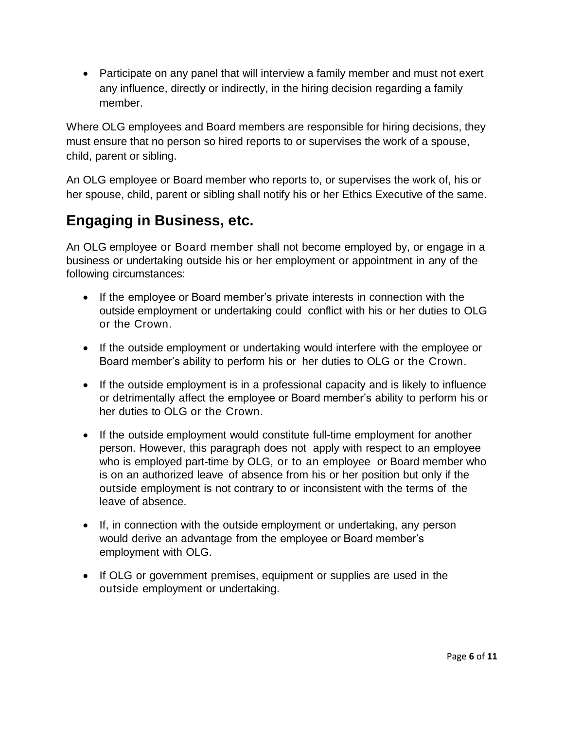- Participate on any panel that will interview a family member and must not exert any influence, directly or indirectly, in the hiring decision regarding a family member.

Where OLG employees and Board members are responsible for hiring decisions, they must ensure that no person so hired reports to or supervises the work of a spouse, child, parent or sibling.

An OLG employee or Board member who reports to, or supervises the work of, his or her spouse, child, parent or sibling shall notify his or her Ethics Executive of the same.

## Engaging in Business, etc.

An OLG employee or Board member shall not become employed by, or engage in a business or undertaking outside his or her employment or appointment in any of the following circumstances:

- If the employee or Board member's private interests in connection with the outside employment or undertaking could conflict with his or her duties to OLG or the Crown.
- If the outside employment or undertaking would interfere with the employee or Board member's ability to perform his or her duties to OLG or the Crown.
- If the outside employment is in a professional capacity and is likely to influence or detrimentally affect the employee or Board member's ability to perform his or her duties to OLG or the Crown.
- If the outside employment would constitute full-time employment for another person. However, this paragraph does not apply with respect to an employee who is employed part-time by OLG, or to an employee or Board member who is on an authorized leave of absence from his or her position but only if the outside employment is not contrary to or inconsistent with the terms of the leave of absence.
- If, in connection with the outside employment or undertaking, any person would derive an advantage from the employee or Board member's employment with OLG.
- If OLG or government premises, equipment or supplies are used in the outside employment or undertaking.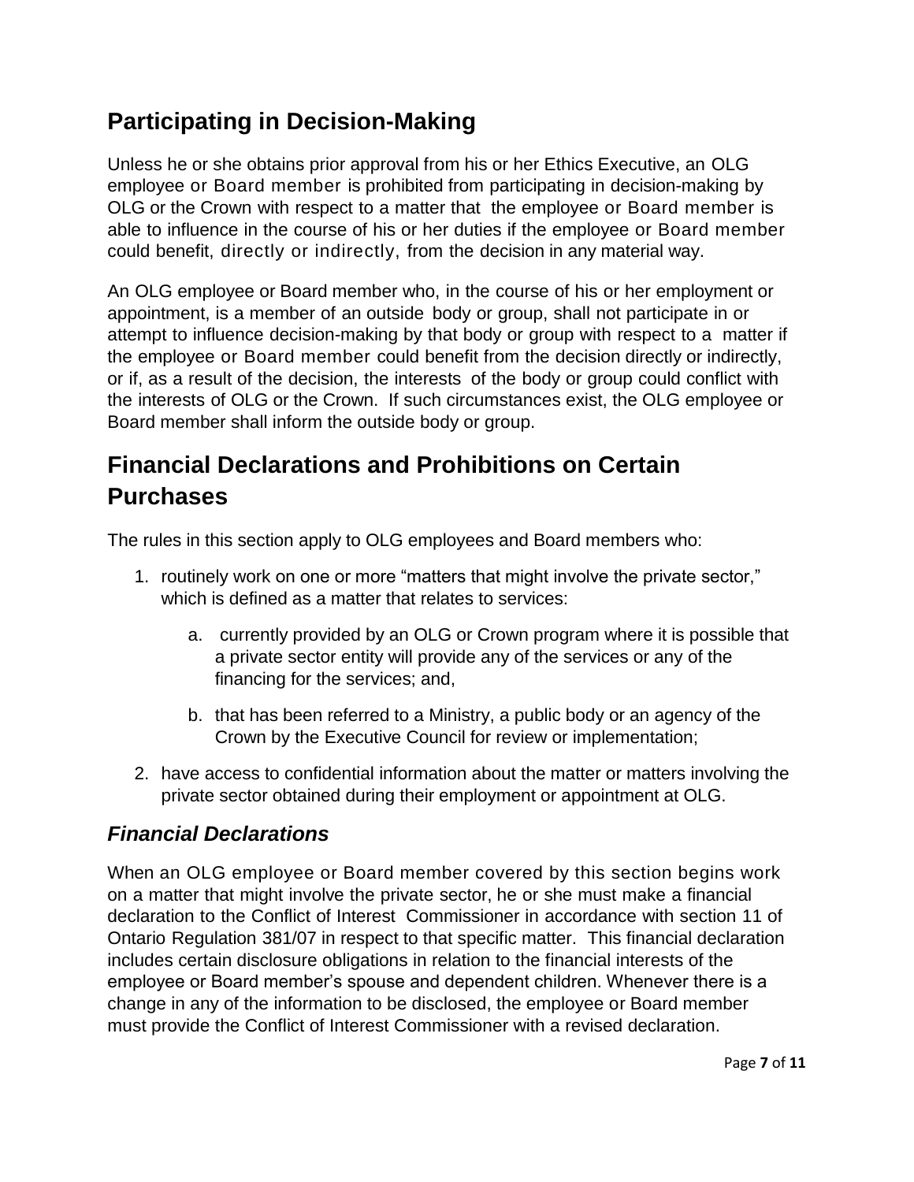## Participating in Decision-Making

Unless he or she obtains prior approval from his or her Ethics Executive, an OLG employee or Board member is prohibited from participating in decision-making by OLG or the Crown with respect to a matter that the employee or Board member is able to influence in the course of his or her duties if the employee or Board member could benefit, directly or indirectly, from the decision in any material way.

An OLG employee or Board member who, in the course of his or her employment or appointment, is a member of an outside body or group, shall not participate in or attempt to influence decision-making by that body or group with respect to a matter if the employee or Board member could benefit from the decision directly or indirectly, or if, as a result of the decision, the interests of the body or group could conflict with the interests of OLG or the Crown. If such circumstances exist, the OLG employee or Board member shall inform the outside body or group.

## Financial Declarations and Prohibitions on Certain Purchases

The rules in this section apply to OLG employees and Board members who:

1. routinely work on one or more "matters that might involve the private sector," which is defined as a matter that relates to services:
   a. currently provided by an OLG or Crown program where it is possible that a private sector entity will provide any of the services or any of the financing for the services; and,
   b. that has been referred to a Ministry, a public body or an agency of the Crown by the Executive Council for review or implementation;
2. have access to confidential information about the matter or matters involving the private sector obtained during their employment or appointment at OLG.

### *Financial Declarations*

When an OLG employee or Board member covered by this section begins work on a matter that might involve the private sector, he or she must make a financial declaration to the Conflict of Interest Commissioner in accordance with section 11 of Ontario Regulation 381/07 in respect to that specific matter. This financial declaration includes certain disclosure obligations in relation to the financial interests of the employee or Board member's spouse and dependent children. Whenever there is a change in any of the information to be disclosed, the employee or Board member must provide the Conflict of Interest Commissioner with a revised declaration.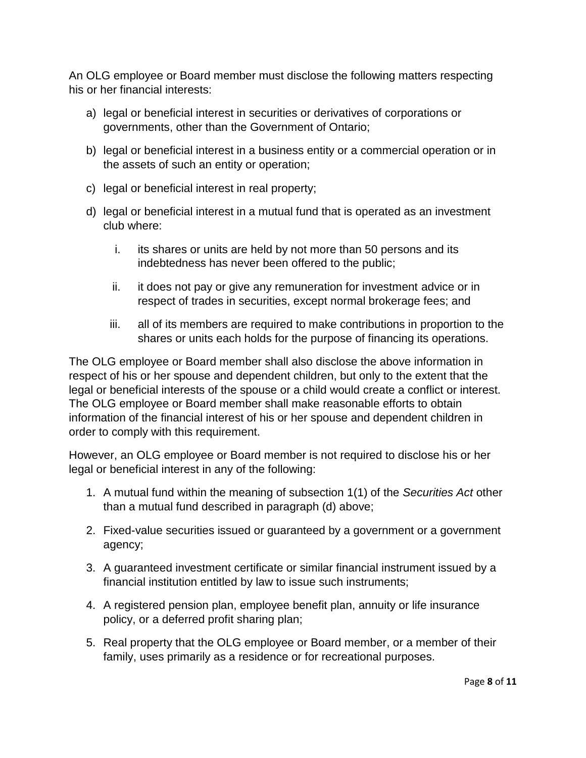An OLG employee or Board member must disclose the following matters respecting his or her financial interests:

a) legal or beneficial interest in securities or derivatives of corporations or governments, other than the Government of Ontario;

b) legal or beneficial interest in a business entity or a commercial operation or in the assets of such an entity or operation;

c) legal or beneficial interest in real property;

d) legal or beneficial interest in a mutual fund that is operated as an investment club where:

   i. its shares or units are held by not more than 50 persons and its indebtedness has never been offered to the public;

   ii. it does not pay or give any remuneration for investment advice or in respect of trades in securities, except normal brokerage fees; and

   iii. all of its members are required to make contributions in proportion to the shares or units each holds for the purpose of financing its operations.

The OLG employee or Board member shall also disclose the above information in respect of his or her spouse and dependent children, but only to the extent that the legal or beneficial interests of the spouse or a child would create a conflict or interest. The OLG employee or Board member shall make reasonable efforts to obtain information of the financial interest of his or her spouse and dependent children in order to comply with this requirement.

However, an OLG employee or Board member is not required to disclose his or her legal or beneficial interest in any of the following:

1. A mutual fund within the meaning of subsection 1(1) of the *Securities Act* other than a mutual fund described in paragraph (d) above;
2. Fixed-value securities issued or guaranteed by a government or a government agency;
3. A guaranteed investment certificate or similar financial instrument issued by a financial institution entitled by law to issue such instruments;
4. A registered pension plan, employee benefit plan, annuity or life insurance policy, or a deferred profit sharing plan;
5. Real property that the OLG employee or Board member, or a member of their family, uses primarily as a residence or for recreational purposes.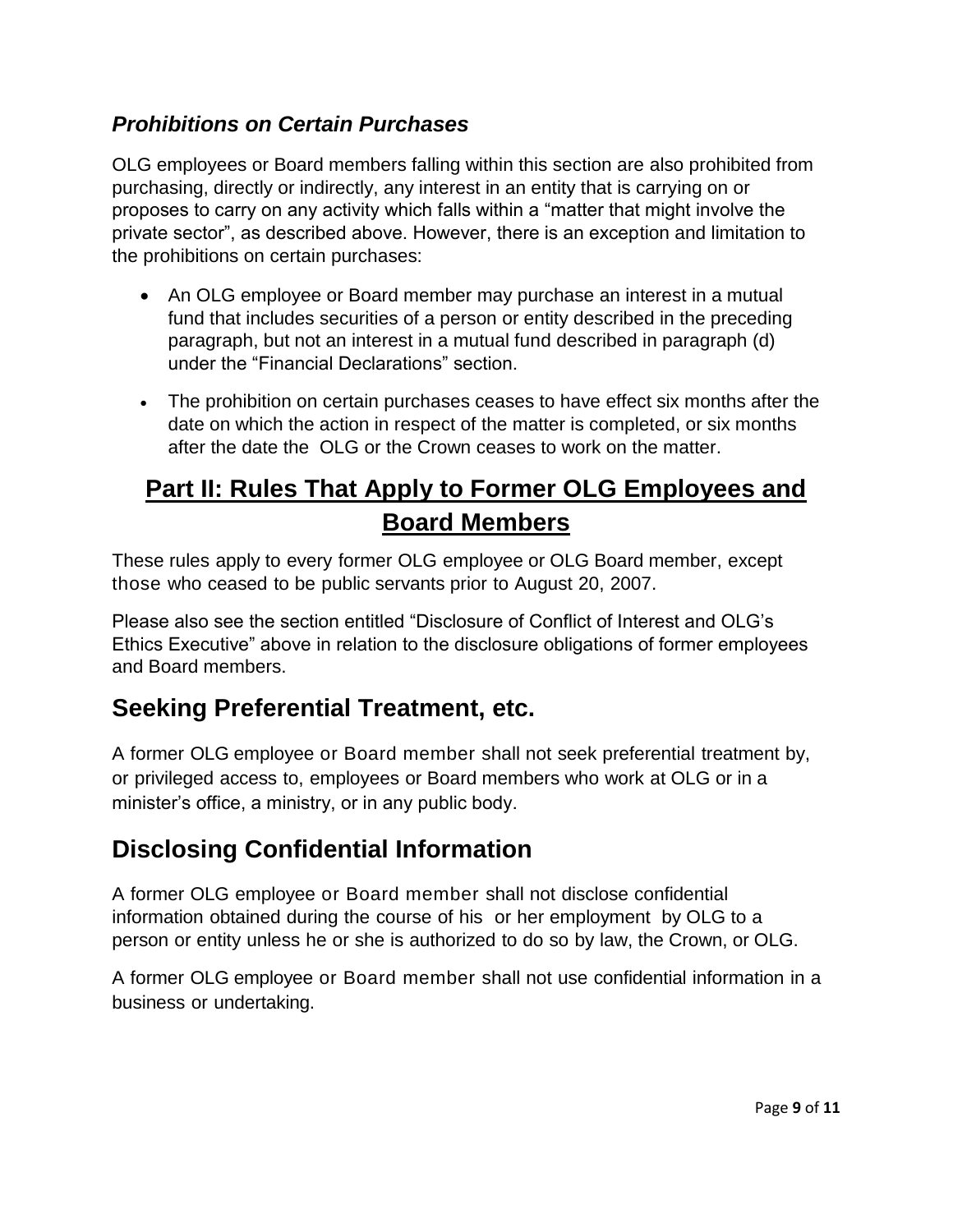### *Prohibitions on Certain Purchases*

OLG employees or Board members falling within this section are also prohibited from purchasing, directly or indirectly, any interest in an entity that is carrying on or proposes to carry on any activity which falls within a "matter that might involve the private sector", as described above. However, there is an exception and limitation to the prohibitions on certain purchases:

- An OLG employee or Board member may purchase an interest in a mutual fund that includes securities of a person or entity described in the preceding paragraph, but not an interest in a mutual fund described in paragraph (d) under the "Financial Declarations" section.
- The prohibition on certain purchases ceases to have effect six months after the date on which the action in respect of the matter is completed, or six months after the date the OLG or the Crown ceases to work on the matter.

# Part II: Rules That Apply to Former OLG Employees and Board Members

These rules apply to every former OLG employee or OLG Board member, except those who ceased to be public servants prior to August 20, 2007.

Please also see the section entitled "Disclosure of Conflict of Interest and OLG's Ethics Executive" above in relation to the disclosure obligations of former employees and Board members.

## Seeking Preferential Treatment, etc.

A former OLG employee or Board member shall not seek preferential treatment by, or privileged access to, employees or Board members who work at OLG or in a minister's office, a ministry, or in any public body.

## Disclosing Confidential Information

A former OLG employee or Board member shall not disclose confidential information obtained during the course of his or her employment by OLG to a person or entity unless he or she is authorized to do so by law, the Crown, or OLG.

A former OLG employee or Board member shall not use confidential information in a business or undertaking.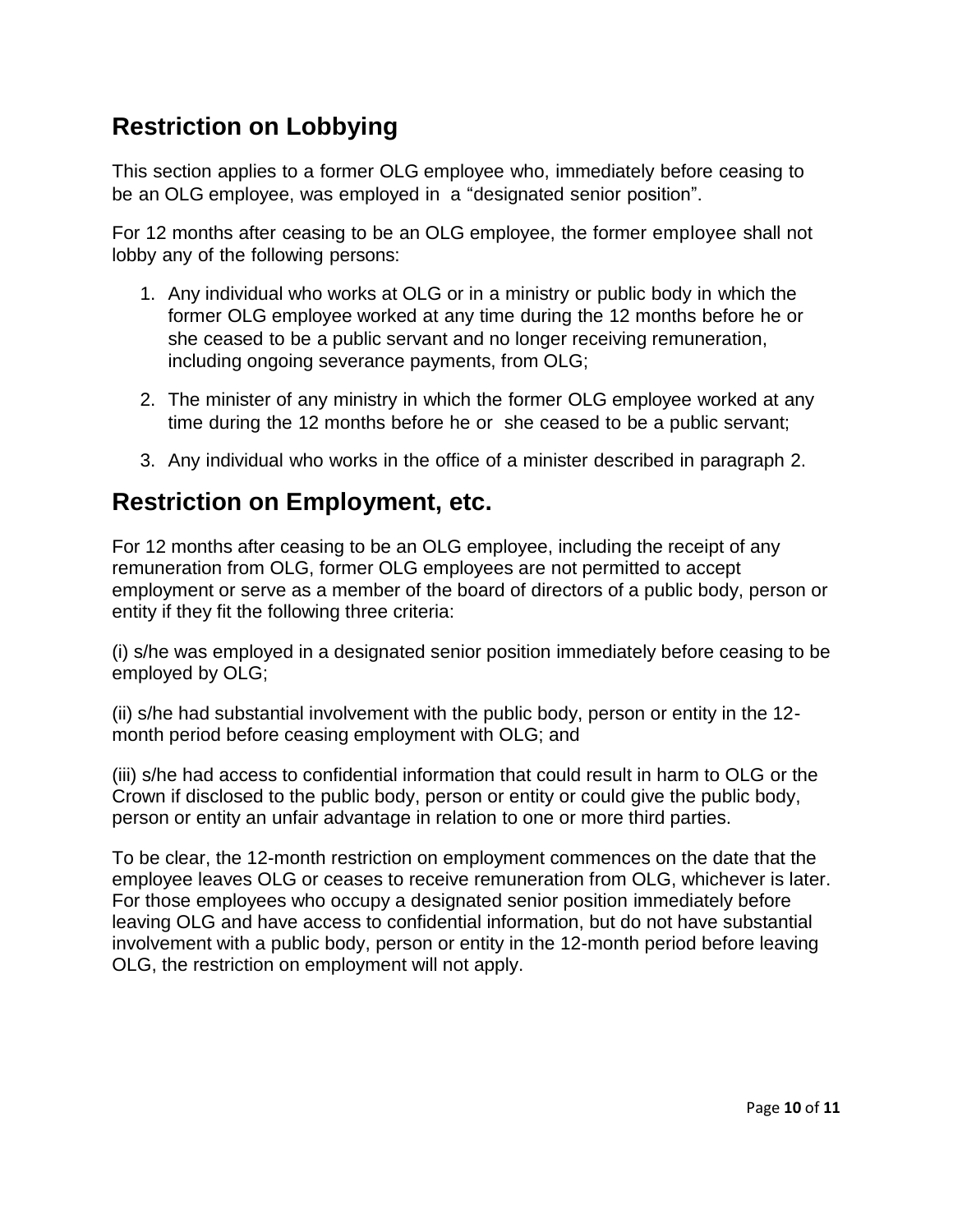## Restriction on Lobbying

This section applies to a former OLG employee who, immediately before ceasing to be an OLG employee, was employed in a "designated senior position".

For 12 months after ceasing to be an OLG employee, the former employee shall not lobby any of the following persons:

1. Any individual who works at OLG or in a ministry or public body in which the former OLG employee worked at any time during the 12 months before he or she ceased to be a public servant and no longer receiving remuneration, including ongoing severance payments, from OLG;

2. The minister of any ministry in which the former OLG employee worked at any time during the 12 months before he or she ceased to be a public servant;

3. Any individual who works in the office of a minister described in paragraph 2.

## Restriction on Employment, etc.

For 12 months after ceasing to be an OLG employee, including the receipt of any remuneration from OLG, former OLG employees are not permitted to accept employment or serve as a member of the board of directors of a public body, person or entity if they fit the following three criteria:

(i) s/he was employed in a designated senior position immediately before ceasing to be employed by OLG;

(ii) s/he had substantial involvement with the public body, person or entity in the 12-month period before ceasing employment with OLG; and

(iii) s/he had access to confidential information that could result in harm to OLG or the Crown if disclosed to the public body, person or entity or could give the public body, person or entity an unfair advantage in relation to one or more third parties.

To be clear, the 12-month restriction on employment commences on the date that the employee leaves OLG or ceases to receive remuneration from OLG, whichever is later. For those employees who occupy a designated senior position immediately before leaving OLG and have access to confidential information, but do not have substantial involvement with a public body, person or entity in the 12-month period before leaving OLG, the restriction on employment will not apply.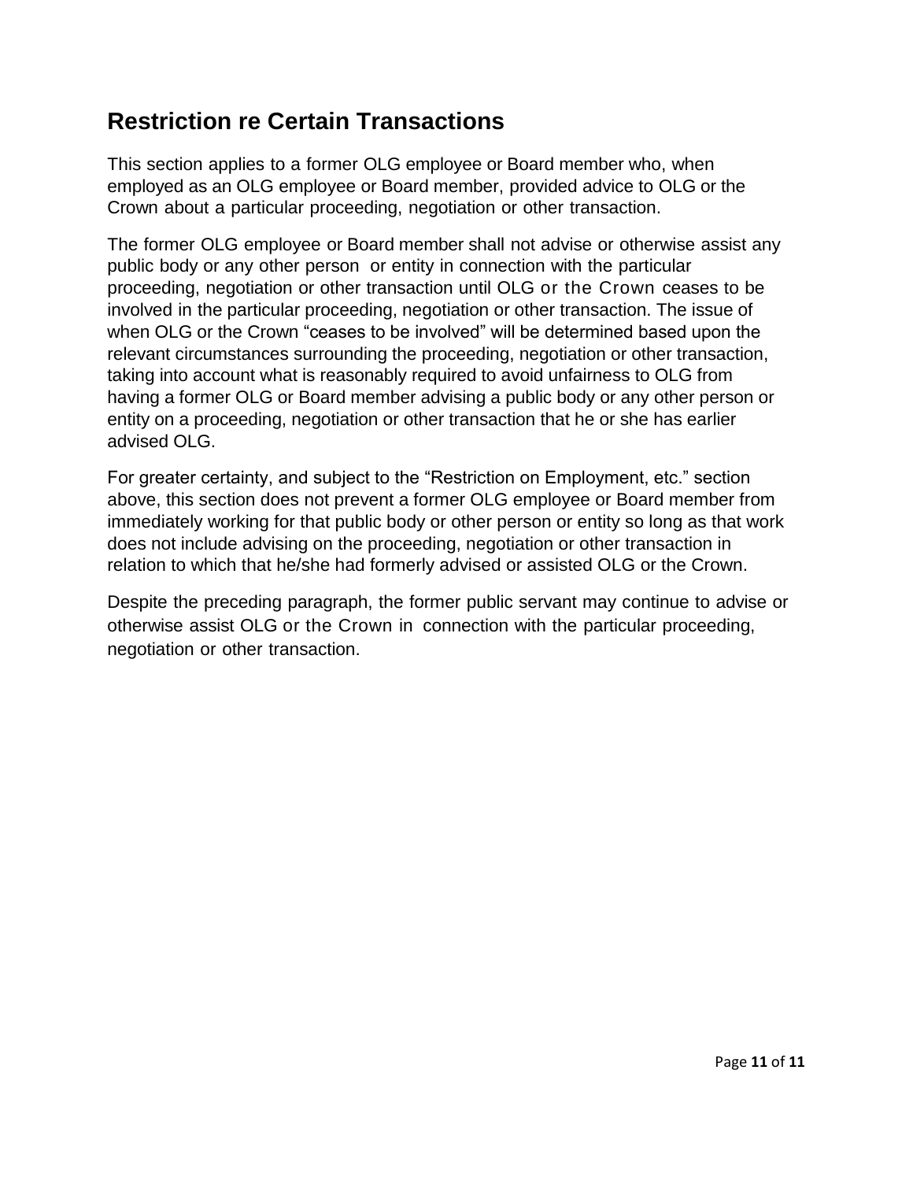## Restriction re Certain Transactions

This section applies to a former OLG employee or Board member who, when employed as an OLG employee or Board member, provided advice to OLG or the Crown about a particular proceeding, negotiation or other transaction.

The former OLG employee or Board member shall not advise or otherwise assist any public body or any other person or entity in connection with the particular proceeding, negotiation or other transaction until OLG or the Crown ceases to be involved in the particular proceeding, negotiation or other transaction. The issue of when OLG or the Crown "ceases to be involved" will be determined based upon the relevant circumstances surrounding the proceeding, negotiation or other transaction, taking into account what is reasonably required to avoid unfairness to OLG from having a former OLG or Board member advising a public body or any other person or entity on a proceeding, negotiation or other transaction that he or she has earlier advised OLG.

For greater certainty, and subject to the "Restriction on Employment, etc." section above, this section does not prevent a former OLG employee or Board member from immediately working for that public body or other person or entity so long as that work does not include advising on the proceeding, negotiation or other transaction in relation to which that he/she had formerly advised or assisted OLG or the Crown.

Despite the preceding paragraph, the former public servant may continue to advise or otherwise assist OLG or the Crown in connection with the particular proceeding, negotiation or other transaction.